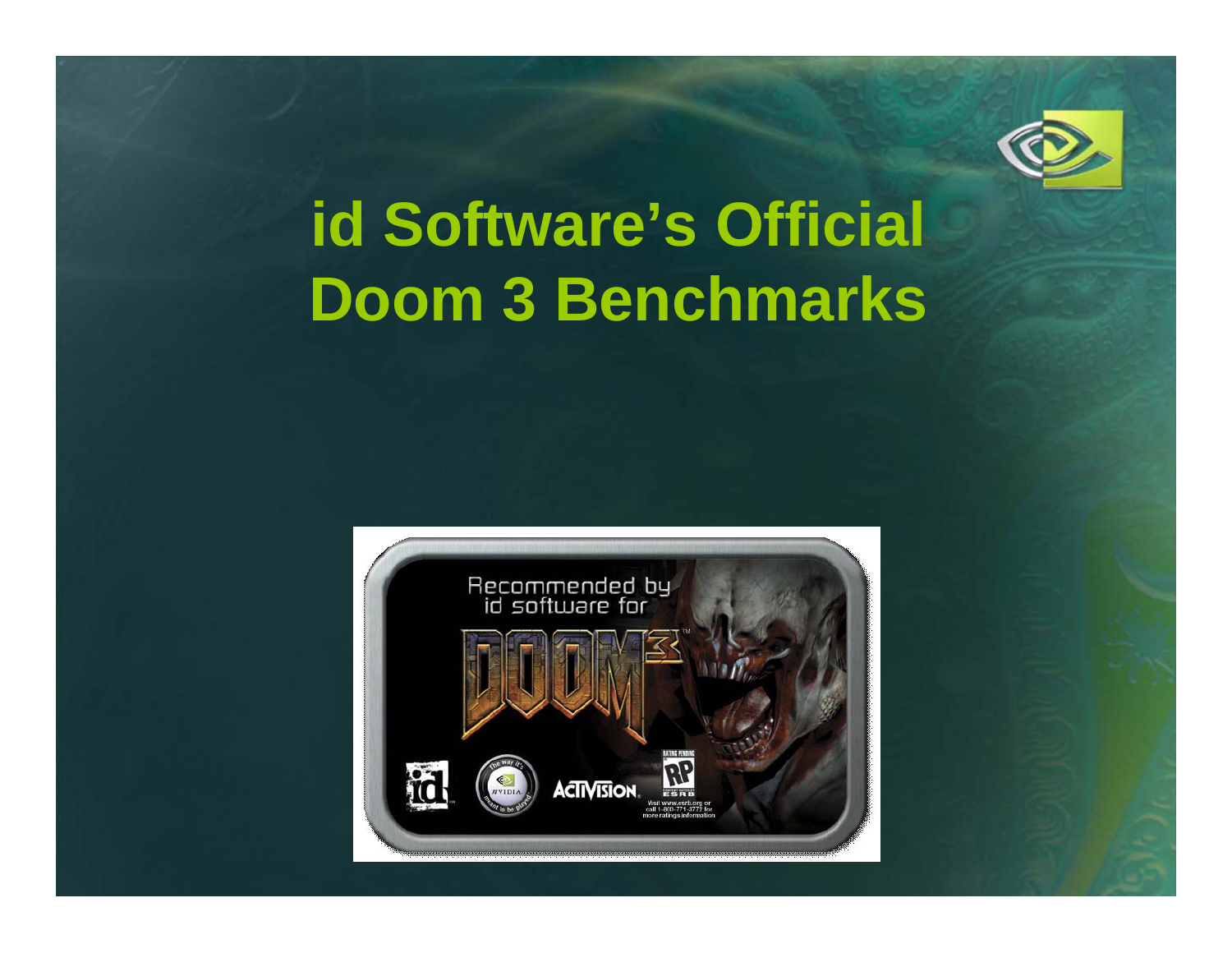# id Software's Official Doom 3 Benchmarks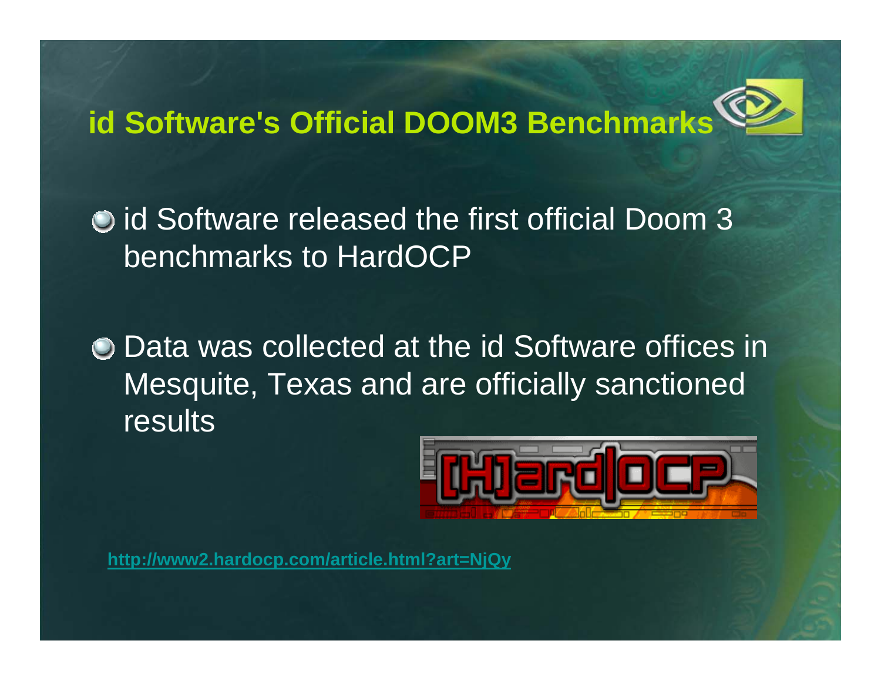# id Software's Official DOOM3 Benchmarks

- id Software released the first official Doom 3 benchmarks to HardOCP
- Data was collected at the id Software offices in Mesquite, Texas and are officially sanctioned results

http://www2.hardocp.com/article.html?art=NjQy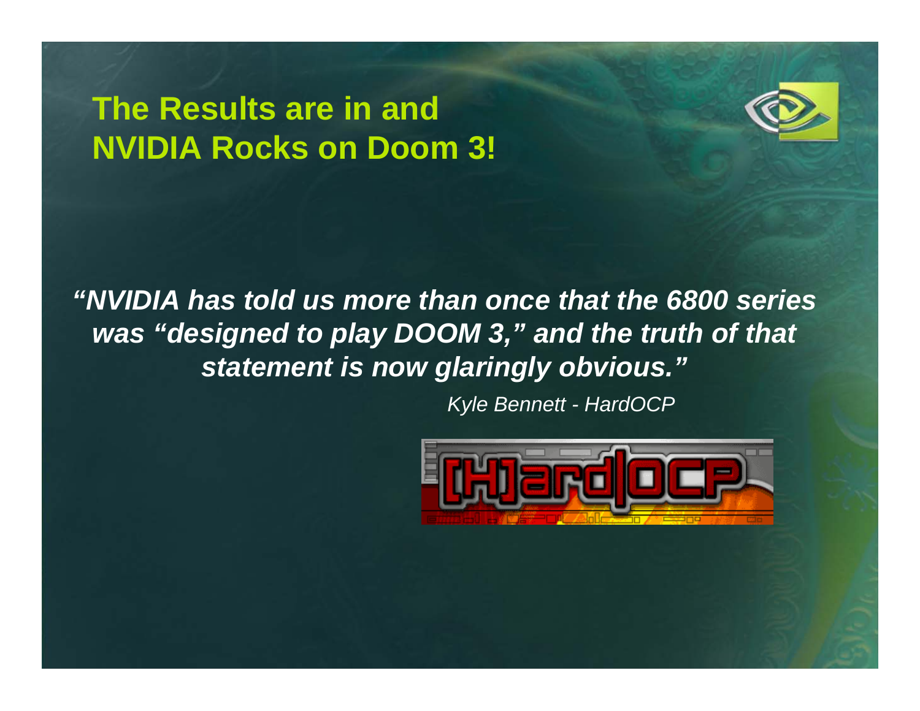# The Results are in and NVIDIA Rocks on Doom 3!

***"NVIDIA has told us more than once that the 6800 series was "designed to play DOOM 3," and the truth of that statement is now glaringly obvious."***

*Kyle Bennett - HardOCP*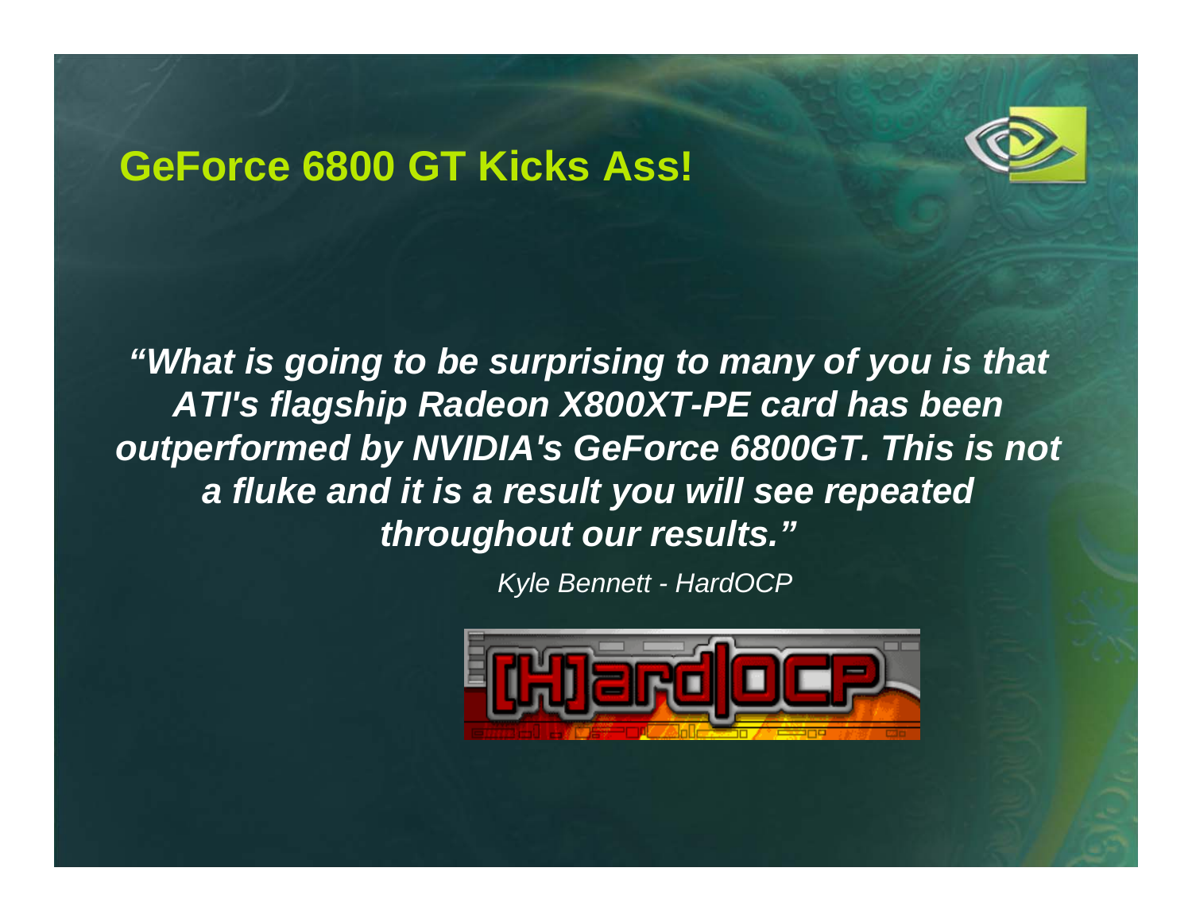## GeForce 6800 GT Kicks Ass!

***"What is going to be surprising to many of you is that ATI's flagship Radeon X800XT-PE card has been outperformed by NVIDIA's GeForce 6800GT. This is not a fluke and it is a result you will see repeated throughout our results."***

*Kyle Bennett - HardOCP*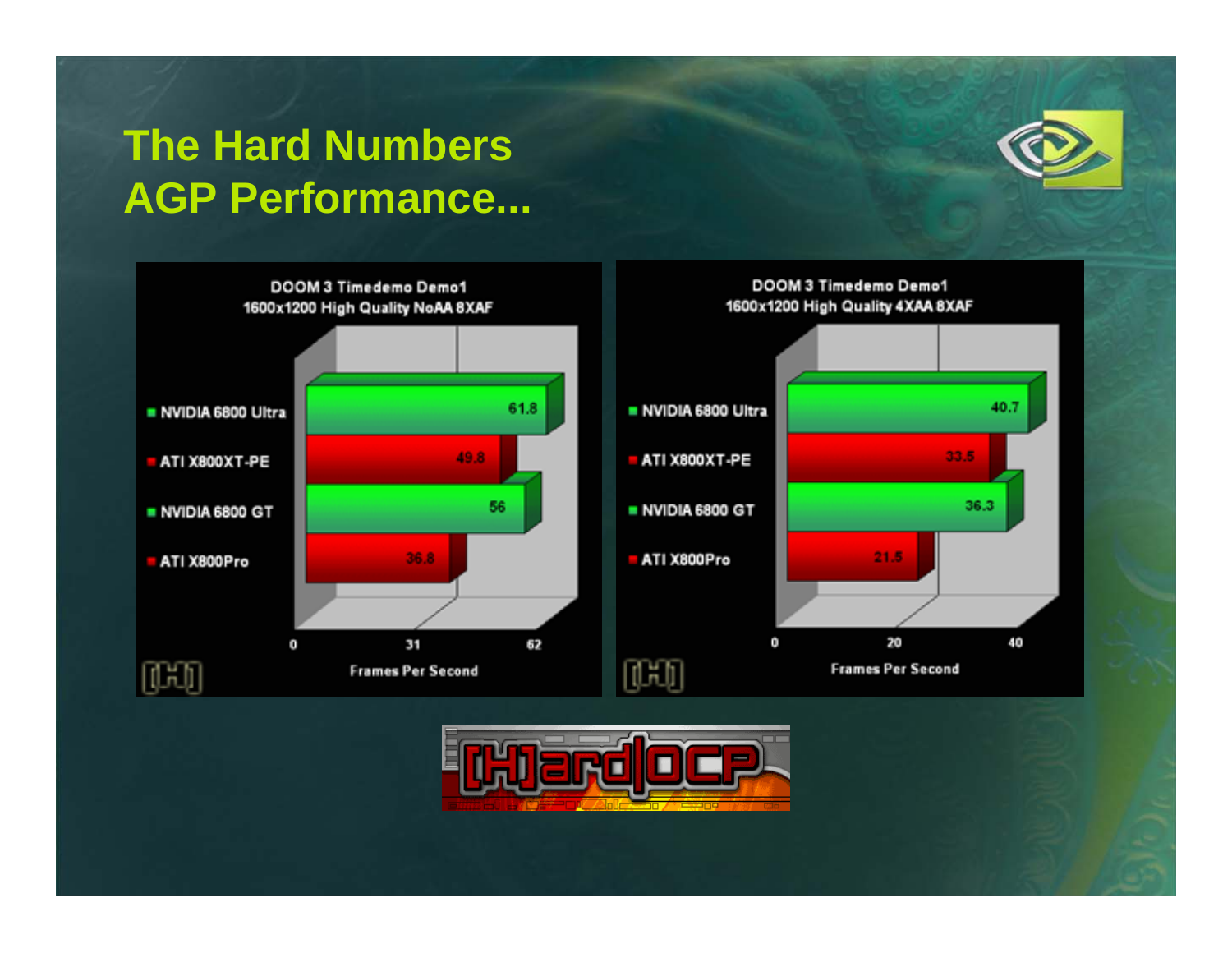# The Hard Numbers
# AGP Performance...

**DOOM 3 Timedemo Demo1**
**1600x1200 High Quality NoAA 8XAF**

| Card | Frames Per Second |
|---|---|
| NVIDIA 6800 Ultra | 61.8 |
| ATI X800XT-PE | 49.8 |
| NVIDIA 6800 GT | 56 |
| ATI X800Pro | 36.8 |

**DOOM 3 Timedemo Demo1**
**1600x1200 High Quality 4XAA 8XAF**

| Card | Frames Per Second |
|---|---|
| NVIDIA 6800 Ultra | 40.7 |
| ATI X800XT-PE | 33.5 |
| NVIDIA 6800 GT | 36.3 |
| ATI X800Pro | 21.5 |

[H]ard|OCP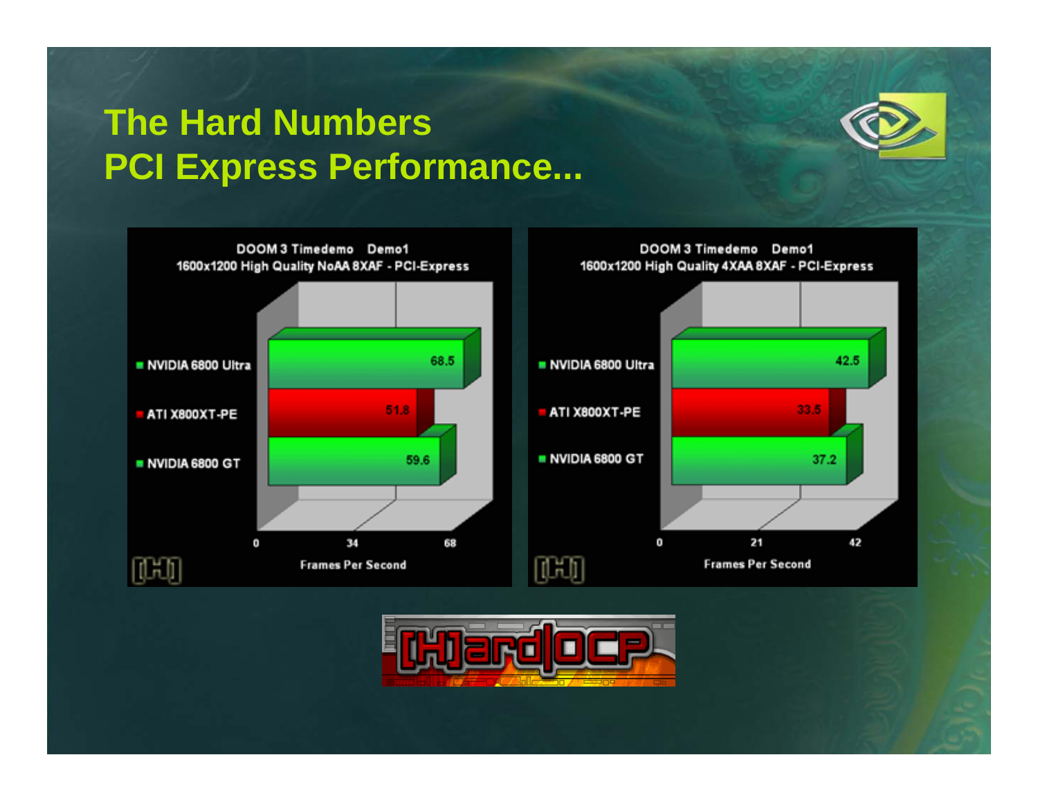# The Hard Numbers
# PCI Express Performance...

**DOOM 3 Timedemo Demo1**
**1600x1200 High Quality NoAA 8XAF - PCI-Express**

| GPU | Frames Per Second |
|---|---|
| NVIDIA 6800 Ultra | 68.5 |
| ATI X800XT-PE | 51.8 |
| NVIDIA 6800 GT | 59.6 |

**DOOM 3 Timedemo Demo1**
**1600x1200 High Quality 4XAA 8XAF - PCI-Express**

| GPU | Frames Per Second |
|---|---|
| NVIDIA 6800 Ultra | 42.5 |
| ATI X800XT-PE | 33.5 |
| NVIDIA 6800 GT | 37.2 |

[H]ard|OCP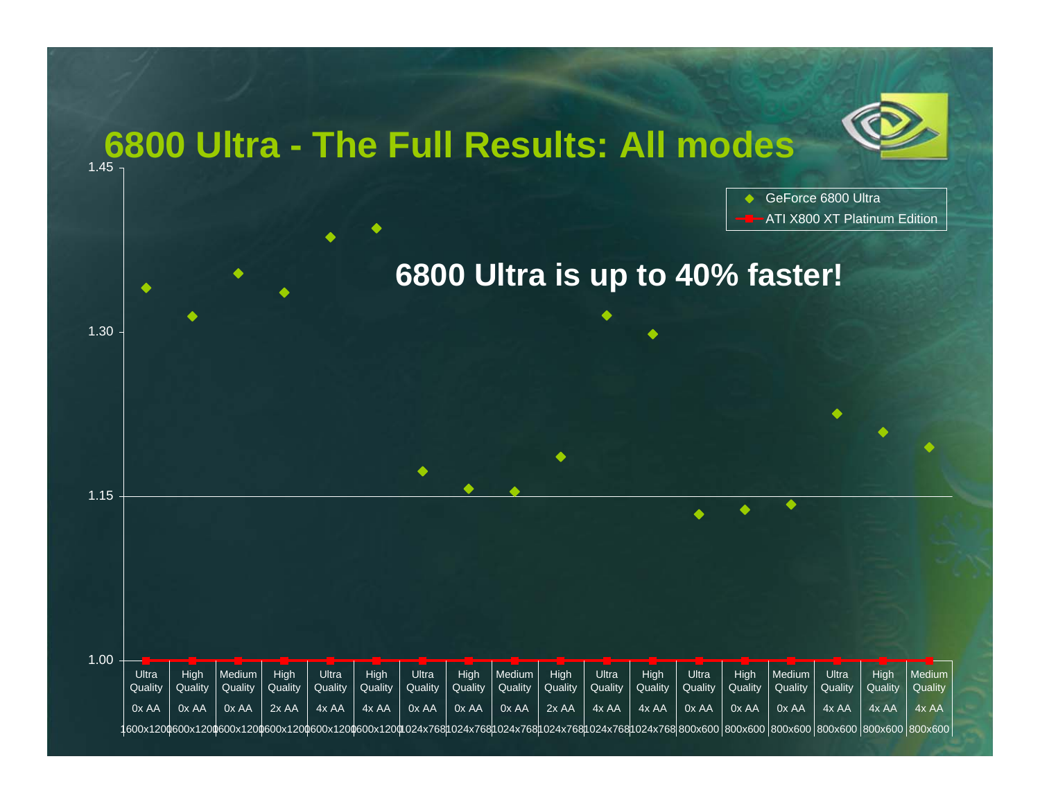# 6800 Ultra - The Full Results: All modes

**6800 Ultra is up to 40% faster!**

Legend: GeForce 6800 Ultra; ATI X800 XT Platinum Edition

| Resolution | Quality | AA | GeForce 6800 Ultra (approx.) | ATI X800 XT Platinum Edition |
|---|---|---|---|---|
| 1600x1200 | Ultra Quality | 0x AA | 1.34 | 1.00 |
| 1600x1200 | High Quality | 0x AA | 1.32 | 1.00 |
| 1600x1200 | Medium Quality | 0x AA | 1.36 | 1.00 |
| 1600x1200 | High Quality | 2x AA | 1.34 | 1.00 |
| 1600x1200 | Ultra Quality | 4x AA | 1.39 | 1.00 |
| 1600x1200 | High Quality | 4x AA | 1.39 | 1.00 |
| 1024x768 | Ultra Quality | 0x AA | 1.17 | 1.00 |
| 1024x768 | High Quality | 0x AA | 1.16 | 1.00 |
| 1024x768 | Medium Quality | 0x AA | 1.16 | 1.00 |
| 1024x768 | High Quality | 2x AA | 1.19 | 1.00 |
| 1024x768 | Ultra Quality | 4x AA | 1.32 | 1.00 |
| 1024x768 | High Quality | 4x AA | 1.30 | 1.00 |
| 800x600 | Ultra Quality | 0x AA | 1.13 | 1.00 |
| 800x600 | High Quality | 0x AA | 1.14 | 1.00 |
| 800x600 | Medium Quality | 0x AA | 1.14 | 1.00 |
| 800x600 | Ultra Quality | 4x AA | 1.23 | 1.00 |
| 800x600 | High Quality | 4x AA | 1.21 | 1.00 |
| 800x600 | Medium Quality | 4x AA | 1.20 | 1.00 |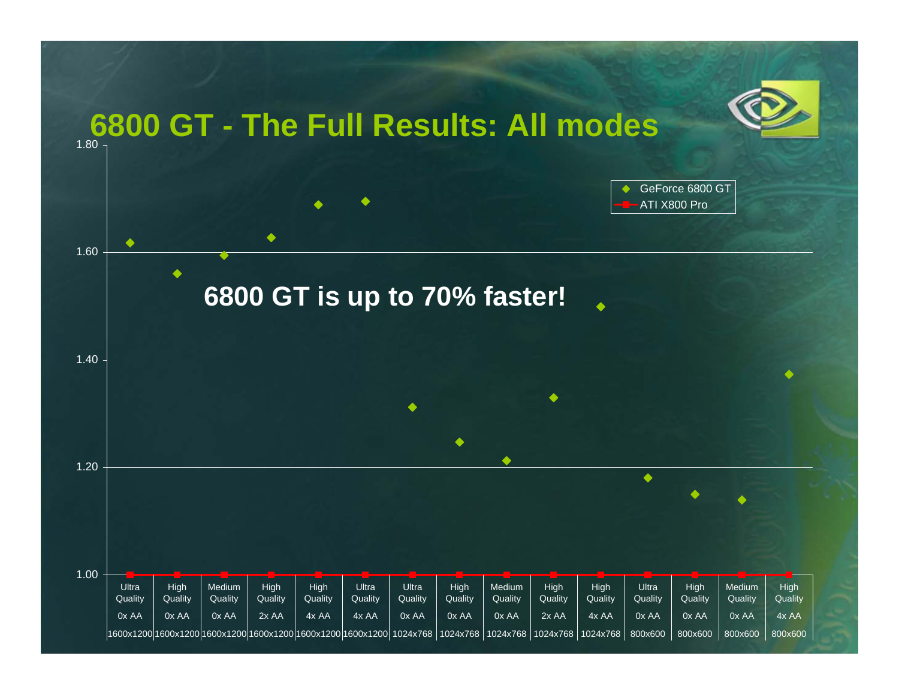# 6800 GT - The Full Results: All modes

**6800 GT is up to 70% faster!**

| Quality | AA | Resolution | GeForce 6800 GT | ATI X800 Pro |
|---|---|---|---|---|
| Ultra Quality | 0x AA | 1600x1200 | | 1.00 |
| High Quality | 0x AA | 1600x1200 | | 1.00 |
| Medium Quality | 0x AA | 1600x1200 | | 1.00 |
| High Quality | 2x AA | 1600x1200 | | 1.00 |
| High Quality | 4x AA | 1600x1200 | | 1.00 |
| Ultra Quality | 4x AA | 1600x1200 | | 1.00 |
| Ultra Quality | 0x AA | 1024x768 | | 1.00 |
| High Quality | 0x AA | 1024x768 | | 1.00 |
| Medium Quality | 0x AA | 1024x768 | | 1.00 |
| High Quality | 2x AA | 1024x768 | | 1.00 |
| High Quality | 4x AA | 1024x768 | | 1.00 |
| Ultra Quality | 0x AA | 800x600 | | 1.00 |
| High Quality | 0x AA | 800x600 | | 1.00 |
| Medium Quality | 0x AA | 800x600 | | 1.00 |
| High Quality | 4x AA | 800x600 | | 1.00 |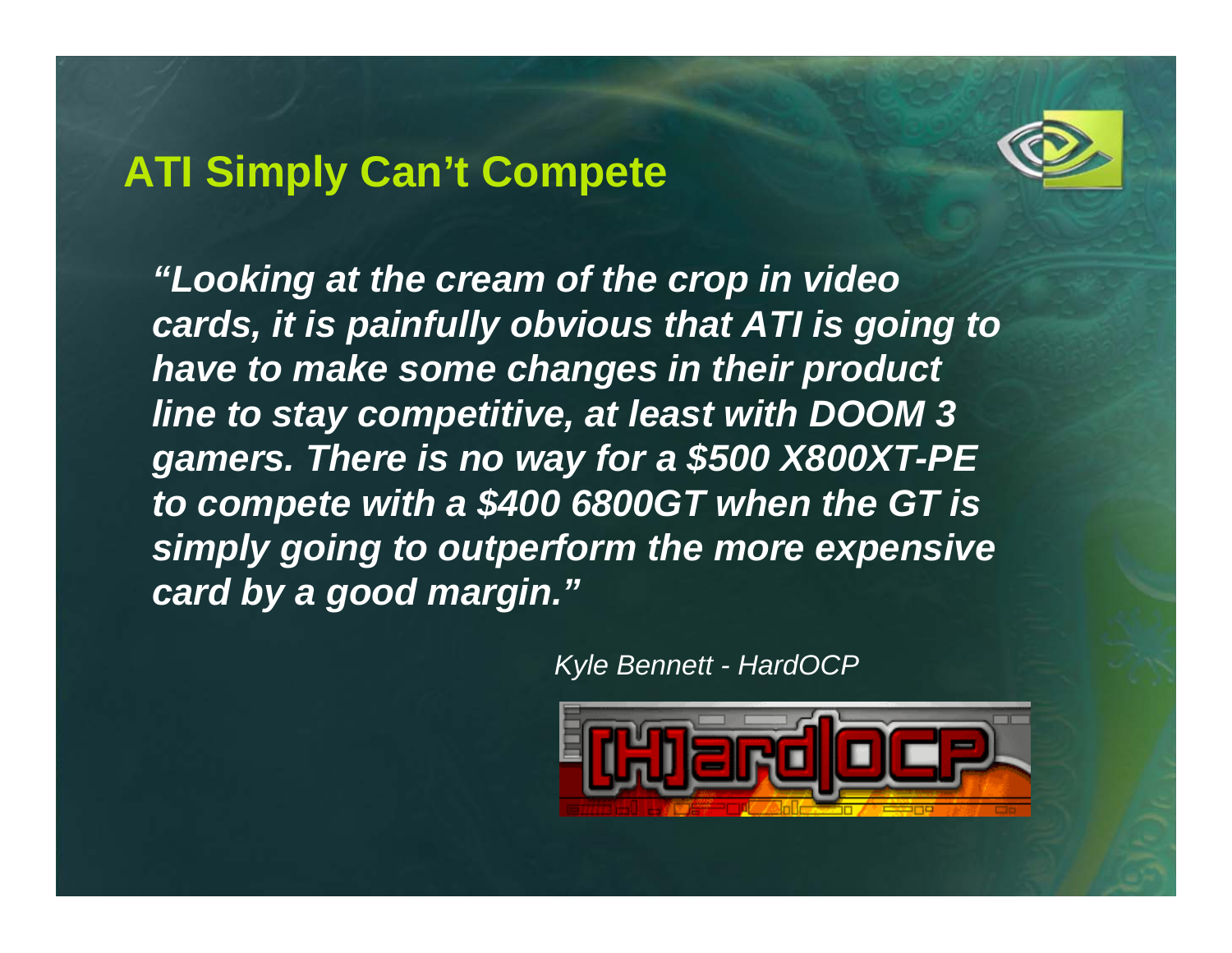## ATI Simply Can't Compete

***"Looking at the cream of the crop in video cards, it is painfully obvious that ATI is going to have to make some changes in their product line to stay competitive, at least with DOOM 3 gamers. There is no way for a $500 X800XT-PE to compete with a $400 6800GT when the GT is simply going to outperform the more expensive card by a good margin."***

*Kyle Bennett - HardOCP*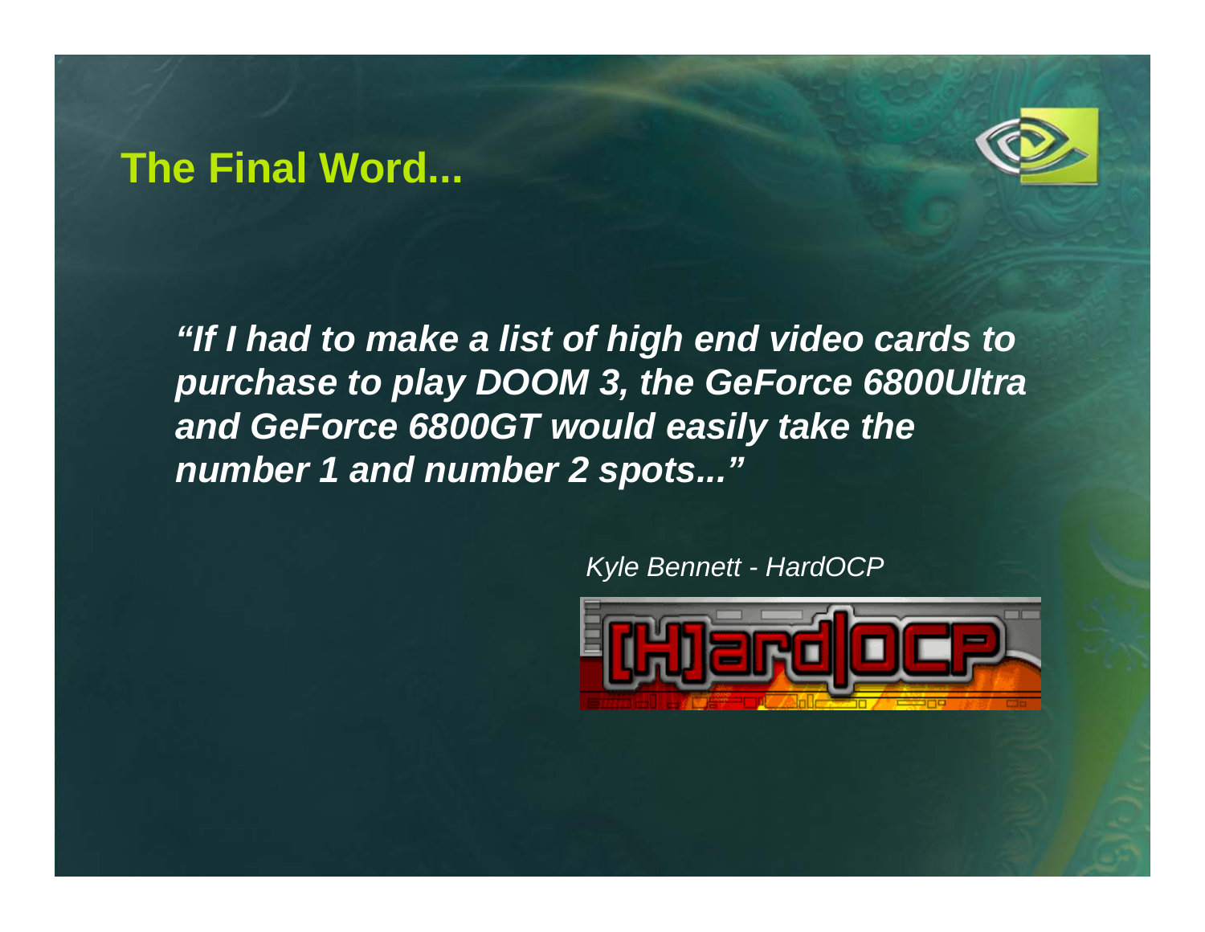# The Final Word...

***"If I had to make a list of high end video cards to purchase to play DOOM 3, the GeForce 6800Ultra and GeForce 6800GT would easily take the number 1 and number 2 spots..."***

*Kyle Bennett - HardOCP*